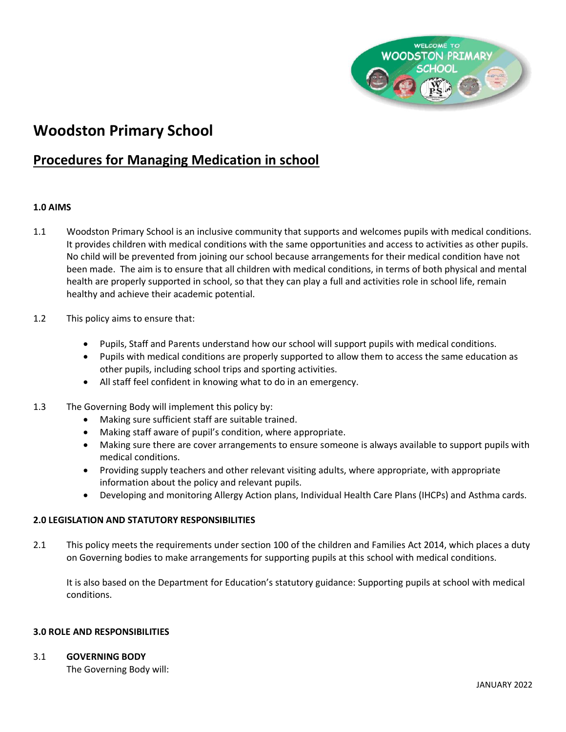# Woodston Primary School

## Procedures for Managing Medication in school

### 1.0 AIMS

1.1 Woodston Primary School is an inclusive community that supports and welcomes pupils with medical conditions. It provides children with medical conditions with the same opportunities and access to activities as other pupils. No child will be prevented from joining our school because arrangements for their medical condition have not been made. The aim is to ensure that all children with medical conditions, in terms of both physical and mental health are properly supported in school, so that they can play a full and activities role in school life, remain healthy and achieve their academic potential.

1.2 This policy aims to ensure that:

- Pupils, Staff and Parents understand how our school will support pupils with medical conditions.
- Pupils with medical conditions are properly supported to allow them to access the same education as other pupils, including school trips and sporting activities.
- All staff feel confident in knowing what to do in an emergency.

1.3 The Governing Body will implement this policy by:

- Making sure sufficient staff are suitable trained.
- Making staff aware of pupil's condition, where appropriate.
- Making sure there are cover arrangements to ensure someone is always available to support pupils with medical conditions.
- Providing supply teachers and other relevant visiting adults, where appropriate, with appropriate information about the policy and relevant pupils.
- Developing and monitoring Allergy Action plans, Individual Health Care Plans (IHCPs) and Asthma cards.

### 2.0 LEGISLATION AND STATUTORY RESPONSIBILITIES

2.1 This policy meets the requirements under section 100 of the children and Families Act 2014, which places a duty on Governing bodies to make arrangements for supporting pupils at this school with medical conditions.

It is also based on the Department for Education's statutory guidance: Supporting pupils at school with medical conditions.

### 3.0 ROLE AND RESPONSIBILITIES

3.1 **GOVERNING BODY**

The Governing Body will: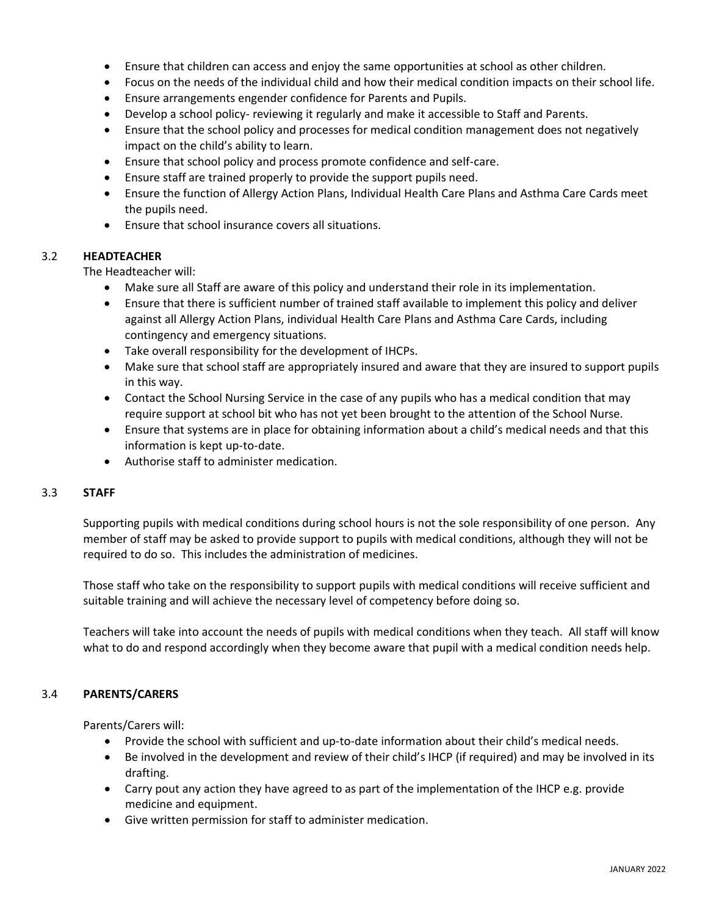- Ensure that children can access and enjoy the same opportunities at school as other children.
- Focus on the needs of the individual child and how their medical condition impacts on their school life.
- Ensure arrangements engender confidence for Parents and Pupils.
- Develop a school policy- reviewing it regularly and make it accessible to Staff and Parents.
- Ensure that the school policy and processes for medical condition management does not negatively impact on the child's ability to learn.
- Ensure that school policy and process promote confidence and self-care.
- Ensure staff are trained properly to provide the support pupils need.
- Ensure the function of Allergy Action Plans, Individual Health Care Plans and Asthma Care Cards meet the pupils need.
- Ensure that school insurance covers all situations.

### 3.2 HEADTEACHER

The Headteacher will:

- Make sure all Staff are aware of this policy and understand their role in its implementation.
- Ensure that there is sufficient number of trained staff available to implement this policy and deliver against all Allergy Action Plans, individual Health Care Plans and Asthma Care Cards, including contingency and emergency situations.
- Take overall responsibility for the development of IHCPs.
- Make sure that school staff are appropriately insured and aware that they are insured to support pupils in this way.
- Contact the School Nursing Service in the case of any pupils who has a medical condition that may require support at school bit who has not yet been brought to the attention of the School Nurse.
- Ensure that systems are in place for obtaining information about a child's medical needs and that this information is kept up-to-date.
- Authorise staff to administer medication.

### 3.3 STAFF

Supporting pupils with medical conditions during school hours is not the sole responsibility of one person. Any member of staff may be asked to provide support to pupils with medical conditions, although they will not be required to do so. This includes the administration of medicines.

Those staff who take on the responsibility to support pupils with medical conditions will receive sufficient and suitable training and will achieve the necessary level of competency before doing so.

Teachers will take into account the needs of pupils with medical conditions when they teach. All staff will know what to do and respond accordingly when they become aware that pupil with a medical condition needs help.

### 3.4 PARENTS/CARERS

Parents/Carers will:

- Provide the school with sufficient and up-to-date information about their child's medical needs.
- Be involved in the development and review of their child's IHCP (if required) and may be involved in its drafting.
- Carry pout any action they have agreed to as part of the implementation of the IHCP e.g. provide medicine and equipment.
- Give written permission for staff to administer medication.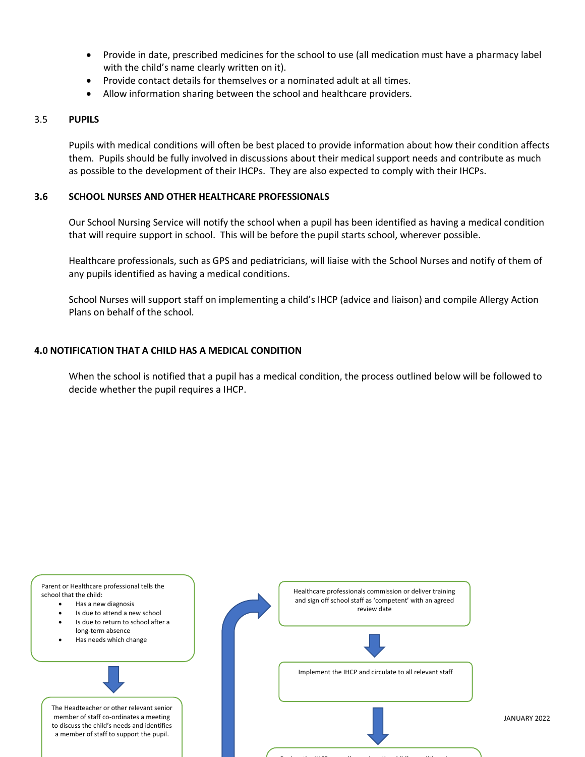- Provide in date, prescribed medicines for the school to use (all medication must have a pharmacy label with the child's name clearly written on it).
- Provide contact details for themselves or a nominated adult at all times.
- Allow information sharing between the school and healthcare providers.

### 3.5 PUPILS

Pupils with medical conditions will often be best placed to provide information about how their condition affects them. Pupils should be fully involved in discussions about their medical support needs and contribute as much as possible to the development of their IHCPs. They are also expected to comply with their IHCPs.

### 3.6 SCHOOL NURSES AND OTHER HEALTHCARE PROFESSIONALS

Our School Nursing Service will notify the school when a pupil has been identified as having a medical condition that will require support in school. This will be before the pupil starts school, wherever possible.

Healthcare professionals, such as GPS and pediatricians, will liaise with the School Nurses and notify of them of any pupils identified as having a medical conditions.

School Nurses will support staff on implementing a child's IHCP (advice and liaison) and compile Allergy Action Plans on behalf of the school.

## 4.0 NOTIFICATION THAT A CHILD HAS A MEDICAL CONDITION

When the school is notified that a pupil has a medical condition, the process outlined below will be followed to decide whether the pupil requires a IHCP.

Parent or Healthcare professional tells the school that the child:

- Has a new diagnosis
- Is due to attend a new school
- Is due to return to school after a long-term absence
- Has needs which change

↓

The Headteacher or other relevant senior member of staff co-ordinates a meeting to discuss the child's needs and identifies a member of staff to support the pupil.

Healthcare professionals commission or deliver training and sign off school staff as 'competent' with an agreed review date

↓

Implement the IHCP and circulate to all relevant staff

↓

JANUARY 2022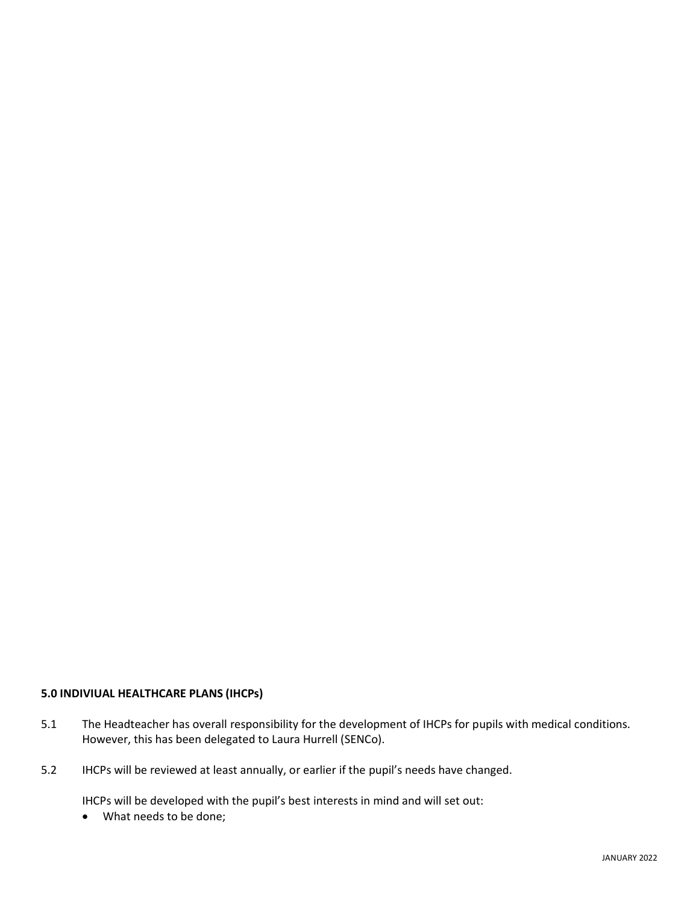**5.0 INDIVIUAL HEALTHCARE PLANS (IHCPs)**

5.1 The Headteacher has overall responsibility for the development of IHCPs for pupils with medical conditions. However, this has been delegated to Laura Hurrell (SENCo).

5.2 IHCPs will be reviewed at least annually, or earlier if the pupil's needs have changed.

IHCPs will be developed with the pupil's best interests in mind and will set out:

- What needs to be done;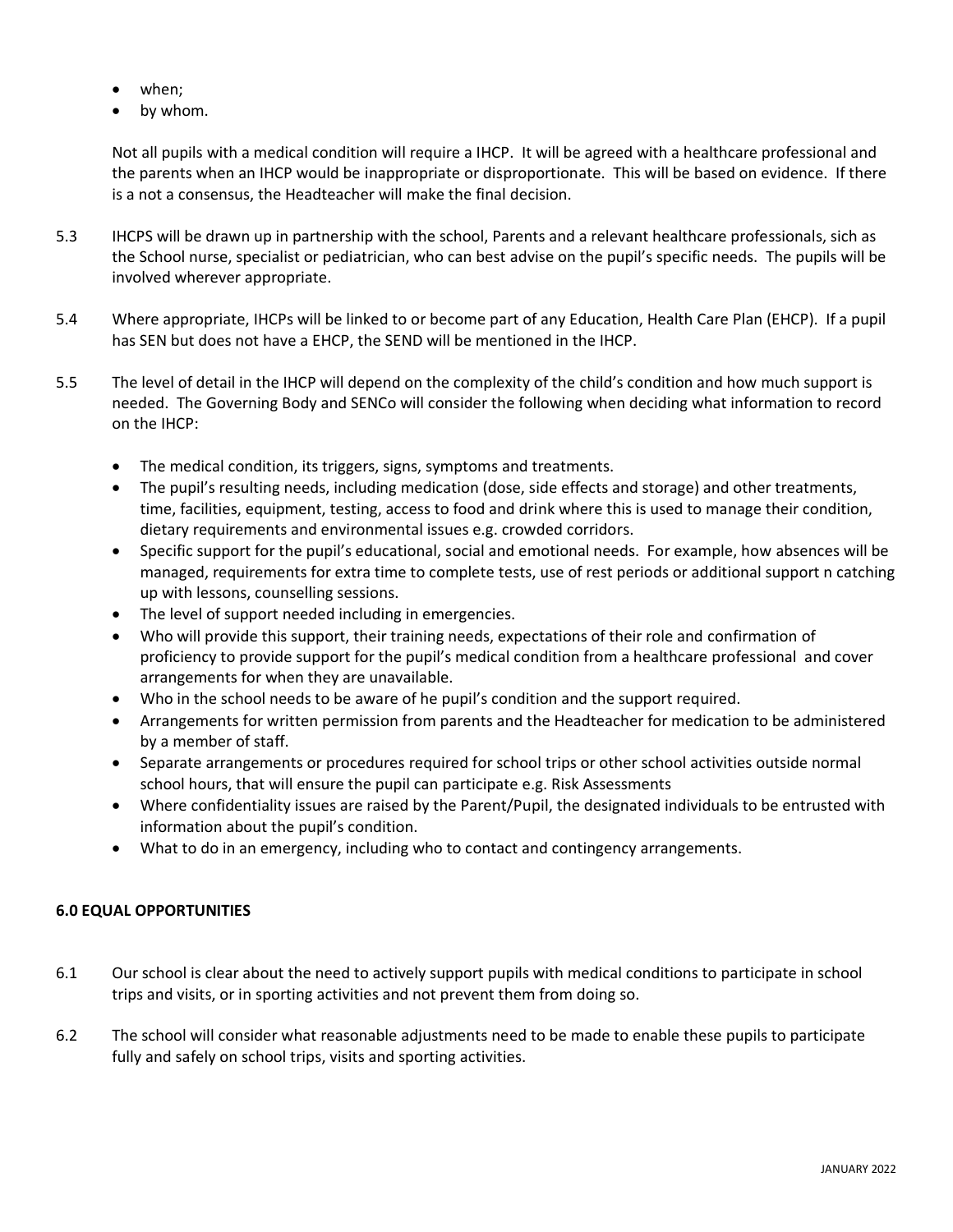- when;
- by whom.

Not all pupils with a medical condition will require a IHCP. It will be agreed with a healthcare professional and the parents when an IHCP would be inappropriate or disproportionate. This will be based on evidence. If there is a not a consensus, the Headteacher will make the final decision.

5.3 IHCPS will be drawn up in partnership with the school, Parents and a relevant healthcare professionals, sich as the School nurse, specialist or pediatrician, who can best advise on the pupil's specific needs. The pupils will be involved wherever appropriate.

5.4 Where appropriate, IHCPs will be linked to or become part of any Education, Health Care Plan (EHCP). If a pupil has SEN but does not have a EHCP, the SEND will be mentioned in the IHCP.

5.5 The level of detail in the IHCP will depend on the complexity of the child's condition and how much support is needed. The Governing Body and SENCo will consider the following when deciding what information to record on the IHCP:

- The medical condition, its triggers, signs, symptoms and treatments.
- The pupil's resulting needs, including medication (dose, side effects and storage) and other treatments, time, facilities, equipment, testing, access to food and drink where this is used to manage their condition, dietary requirements and environmental issues e.g. crowded corridors.
- Specific support for the pupil's educational, social and emotional needs. For example, how absences will be managed, requirements for extra time to complete tests, use of rest periods or additional support n catching up with lessons, counselling sessions.
- The level of support needed including in emergencies.
- Who will provide this support, their training needs, expectations of their role and confirmation of proficiency to provide support for the pupil's medical condition from a healthcare professional and cover arrangements for when they are unavailable.
- Who in the school needs to be aware of he pupil's condition and the support required.
- Arrangements for written permission from parents and the Headteacher for medication to be administered by a member of staff.
- Separate arrangements or procedures required for school trips or other school activities outside normal school hours, that will ensure the pupil can participate e.g. Risk Assessments
- Where confidentiality issues are raised by the Parent/Pupil, the designated individuals to be entrusted with information about the pupil's condition.
- What to do in an emergency, including who to contact and contingency arrangements.

**6.0 EQUAL OPPORTUNITIES**

6.1 Our school is clear about the need to actively support pupils with medical conditions to participate in school trips and visits, or in sporting activities and not prevent them from doing so.

6.2 The school will consider what reasonable adjustments need to be made to enable these pupils to participate fully and safely on school trips, visits and sporting activities.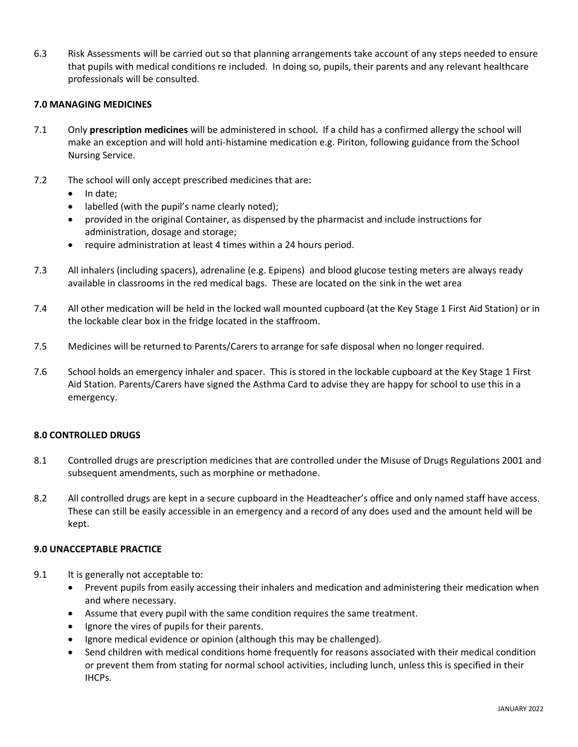6.3 Risk Assessments will be carried out so that planning arrangements take account of any steps needed to ensure that pupils with medical conditions re included. In doing so, pupils, their parents and any relevant healthcare professionals will be consulted.

## 7.0 MANAGING MEDICINES

7.1 Only **prescription medicines** will be administered in school. If a child has a confirmed allergy the school will make an exception and will hold anti-histamine medication e.g. Piriton, following guidance from the School Nursing Service.

7.2 The school will only accept prescribed medicines that are:

- In date;
- labelled (with the pupil's name clearly noted);
- provided in the original Container, as dispensed by the pharmacist and include instructions for administration, dosage and storage;
- require administration at least 4 times within a 24 hours period.

7.3 All inhalers (including spacers), adrenaline (e.g. Epipens) and blood glucose testing meters are always ready available in classrooms in the red medical bags. These are located on the sink in the wet area

7.4 All other medication will be held in the locked wall mounted cupboard (at the Key Stage 1 First Aid Station) or in the lockable clear box in the fridge located in the staffroom.

7.5 Medicines will be returned to Parents/Carers to arrange for safe disposal when no longer required.

7.6 School holds an emergency inhaler and spacer. This is stored in the lockable cupboard at the Key Stage 1 First Aid Station. Parents/Carers have signed the Asthma Card to advise they are happy for school to use this in a emergency.

## 8.0 CONTROLLED DRUGS

8.1 Controlled drugs are prescription medicines that are controlled under the Misuse of Drugs Regulations 2001 and subsequent amendments, such as morphine or methadone.

8.2 All controlled drugs are kept in a secure cupboard in the Headteacher's office and only named staff have access. These can still be easily accessible in an emergency and a record of any does used and the amount held will be kept.

## 9.0 UNACCEPTABLE PRACTICE

9.1 It is generally not acceptable to:

- Prevent pupils from easily accessing their inhalers and medication and administering their medication when and where necessary.
- Assume that every pupil with the same condition requires the same treatment.
- Ignore the vires of pupils for their parents.
- Ignore medical evidence or opinion (although this may be challenged).
- Send children with medical conditions home frequently for reasons associated with their medical condition or prevent them from stating for normal school activities, including lunch, unless this is specified in their IHCPs.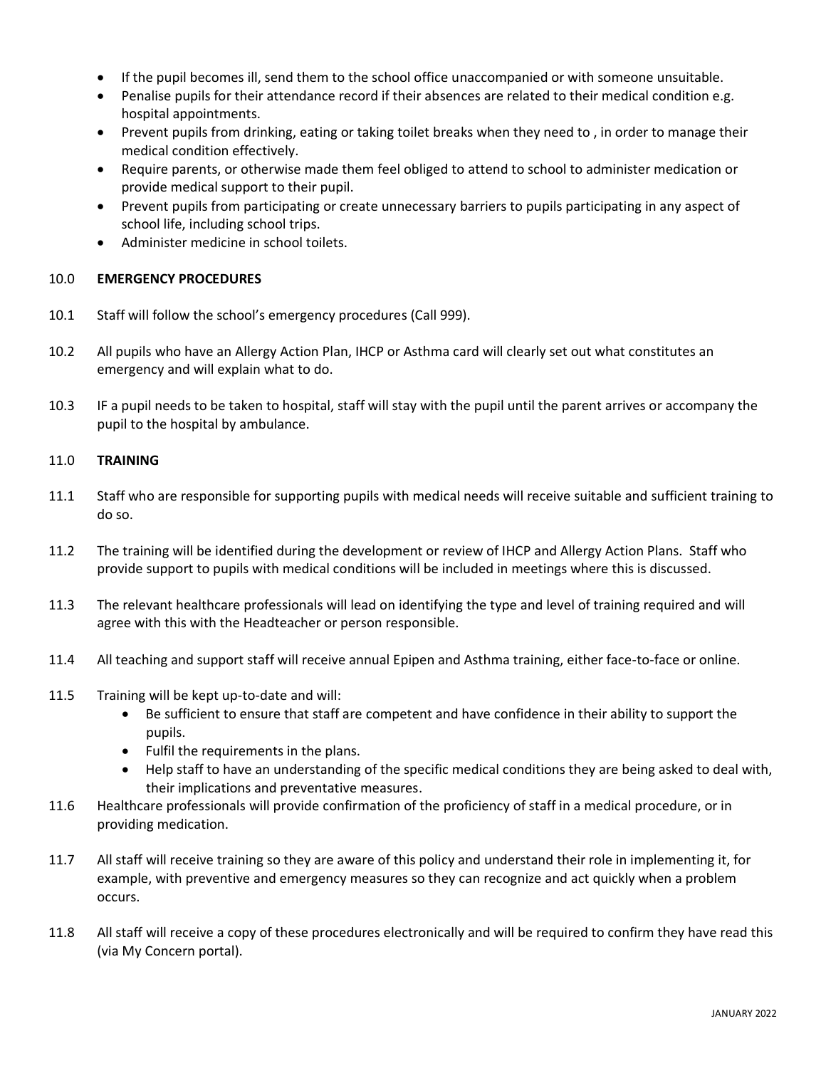- If the pupil becomes ill, send them to the school office unaccompanied or with someone unsuitable.
- Penalise pupils for their attendance record if their absences are related to their medical condition e.g. hospital appointments.
- Prevent pupils from drinking, eating or taking toilet breaks when they need to , in order to manage their medical condition effectively.
- Require parents, or otherwise made them feel obliged to attend to school to administer medication or provide medical support to their pupil.
- Prevent pupils from participating or create unnecessary barriers to pupils participating in any aspect of school life, including school trips.
- Administer medicine in school toilets.

## 10.0 EMERGENCY PROCEDURES

10.1 Staff will follow the school's emergency procedures (Call 999).

10.2 All pupils who have an Allergy Action Plan, IHCP or Asthma card will clearly set out what constitutes an emergency and will explain what to do.

10.3 IF a pupil needs to be taken to hospital, staff will stay with the pupil until the parent arrives or accompany the pupil to the hospital by ambulance.

## 11.0 TRAINING

11.1 Staff who are responsible for supporting pupils with medical needs will receive suitable and sufficient training to do so.

11.2 The training will be identified during the development or review of IHCP and Allergy Action Plans. Staff who provide support to pupils with medical conditions will be included in meetings where this is discussed.

11.3 The relevant healthcare professionals will lead on identifying the type and level of training required and will agree with this with the Headteacher or person responsible.

11.4 All teaching and support staff will receive annual Epipen and Asthma training, either face-to-face or online.

11.5 Training will be kept up-to-date and will:

- Be sufficient to ensure that staff are competent and have confidence in their ability to support the pupils.
- Fulfil the requirements in the plans.
- Help staff to have an understanding of the specific medical conditions they are being asked to deal with, their implications and preventative measures.

11.6 Healthcare professionals will provide confirmation of the proficiency of staff in a medical procedure, or in providing medication.

11.7 All staff will receive training so they are aware of this policy and understand their role in implementing it, for example, with preventive and emergency measures so they can recognize and act quickly when a problem occurs.

11.8 All staff will receive a copy of these procedures electronically and will be required to confirm they have read this (via My Concern portal).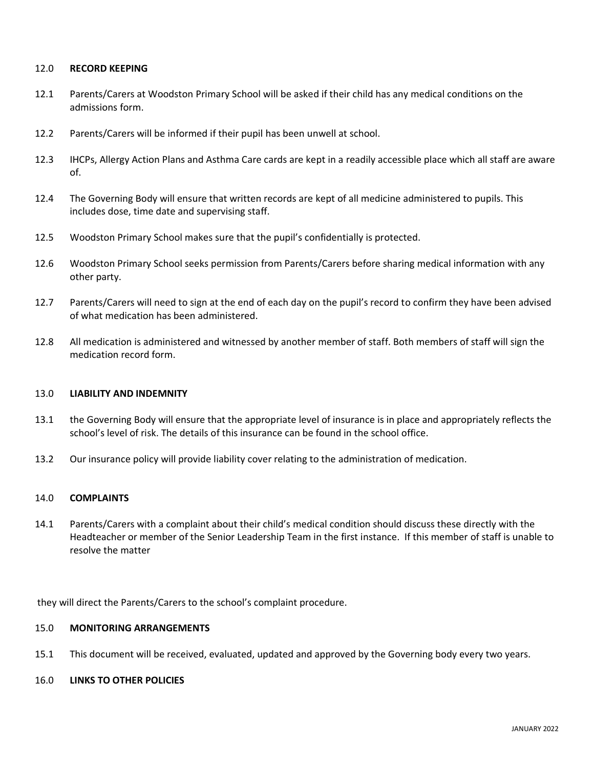## 12.0 RECORD KEEPING

12.1 Parents/Carers at Woodston Primary School will be asked if their child has any medical conditions on the admissions form.

12.2 Parents/Carers will be informed if their pupil has been unwell at school.

12.3 IHCPs, Allergy Action Plans and Asthma Care cards are kept in a readily accessible place which all staff are aware of.

12.4 The Governing Body will ensure that written records are kept of all medicine administered to pupils. This includes dose, time date and supervising staff.

12.5 Woodston Primary School makes sure that the pupil's confidentially is protected.

12.6 Woodston Primary School seeks permission from Parents/Carers before sharing medical information with any other party.

12.7 Parents/Carers will need to sign at the end of each day on the pupil's record to confirm they have been advised of what medication has been administered.

12.8 All medication is administered and witnessed by another member of staff. Both members of staff will sign the medication record form.

## 13.0 LIABILITY AND INDEMNITY

13.1 the Governing Body will ensure that the appropriate level of insurance is in place and appropriately reflects the school's level of risk. The details of this insurance can be found in the school office.

13.2 Our insurance policy will provide liability cover relating to the administration of medication.

## 14.0 COMPLAINTS

14.1 Parents/Carers with a complaint about their child's medical condition should discuss these directly with the Headteacher or member of the Senior Leadership Team in the first instance. If this member of staff is unable to resolve the matter

they will direct the Parents/Carers to the school's complaint procedure.

## 15.0 MONITORING ARRANGEMENTS

15.1 This document will be received, evaluated, updated and approved by the Governing body every two years.

## 16.0 LINKS TO OTHER POLICIES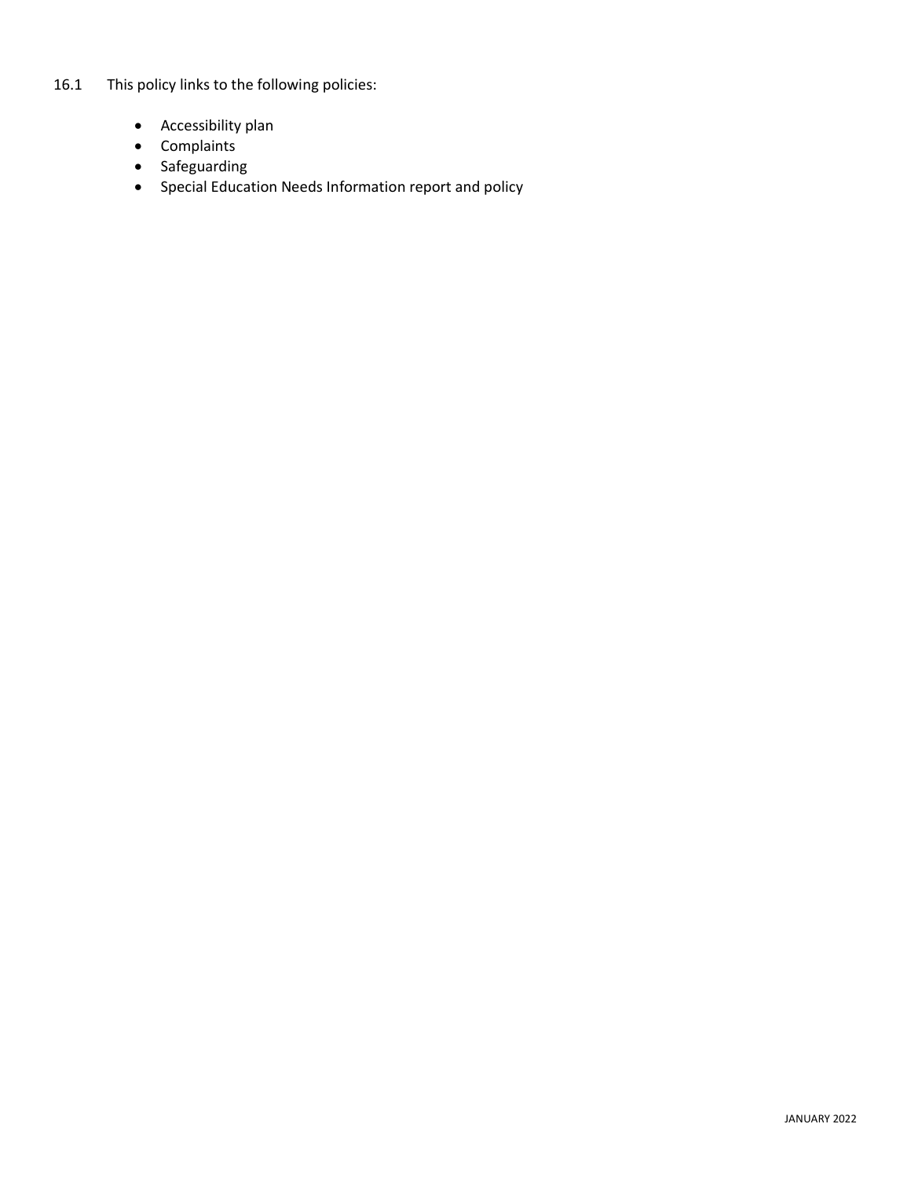16.1 This policy links to the following policies:

- Accessibility plan
- Complaints
- Safeguarding
- Special Education Needs Information report and policy

JANUARY 2022